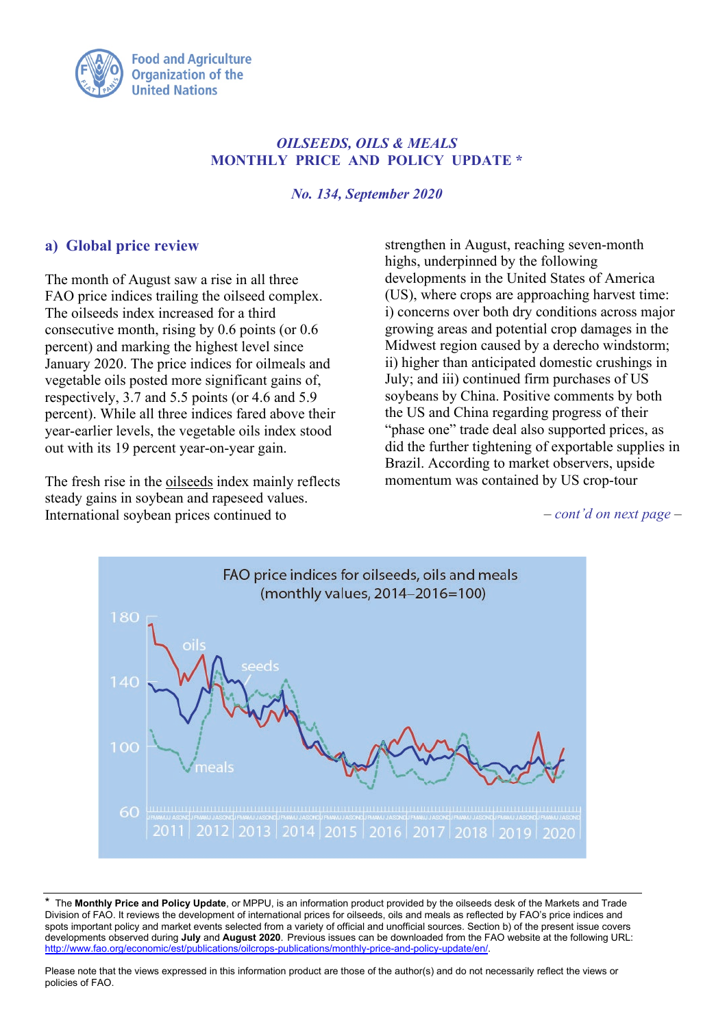Food and Agriculture Organization of the United Nations

### *OILSEEDS, OILS & MEALS*
### MONTHLY PRICE AND POLICY UPDATE *

*No. 134, September 2020*

## a) Global price review

The month of August saw a rise in all three FAO price indices trailing the oilseed complex. The oilseeds index increased for a third consecutive month, rising by 0.6 points (or 0.6 percent) and marking the highest level since January 2020. The price indices for oilmeals and vegetable oils posted more significant gains of, respectively, 3.7 and 5.5 points (or 4.6 and 5.9 percent). While all three indices fared above their year-earlier levels, the vegetable oils index stood out with its 19 percent year-on-year gain.

The fresh rise in the oilseeds index mainly reflects steady gains in soybean and rapeseed values. International soybean prices continued to strengthen in August, reaching seven-month highs, underpinned by the following developments in the United States of America (US), where crops are approaching harvest time: i) concerns over both dry conditions across major growing areas and potential crop damages in the Midwest region caused by a derecho windstorm; ii) higher than anticipated domestic crushings in July; and iii) continued firm purchases of US soybeans by China. Positive comments by both the US and China regarding progress of their "phase one" trade deal also supported prices, as did the further tightening of exportable supplies in Brazil. According to market observers, upside momentum was contained by US crop-tour

*– cont'd on next page –*

FAO price indices for oilseeds, oils and meals (monthly values, 2014–2016=100)

---

\* The **Monthly Price and Policy Update**, or MPPU, is an information product provided by the oilseeds desk of the Markets and Trade Division of FAO. It reviews the development of international prices for oilseeds, oils and meals as reflected by FAO's price indices and spots important policy and market events selected from a variety of official and unofficial sources. Section b) of the present issue covers developments observed during **July** and **August 2020**. Previous issues can be downloaded from the FAO website at the following URL: http://www.fao.org/economic/est/publications/oilcrops-publications/monthly-price-and-policy-update/en/.

Please note that the views expressed in this information product are those of the author(s) and do not necessarily reflect the views or policies of FAO.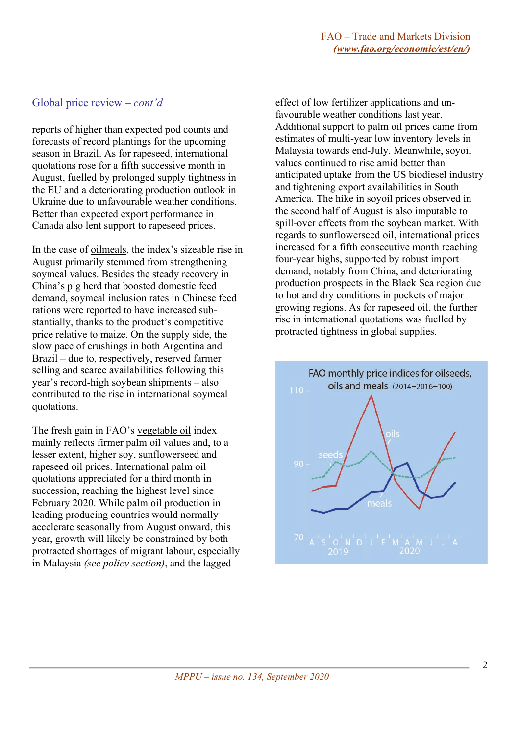## Global price review – *cont'd*

reports of higher than expected pod counts and forecasts of record plantings for the upcoming season in Brazil. As for rapeseed, international quotations rose for a fifth successive month in August, fuelled by prolonged supply tightness in the EU and a deteriorating production outlook in Ukraine due to unfavourable weather conditions. Better than expected export performance in Canada also lent support to rapeseed prices.

In the case of oilmeals, the index's sizeable rise in August primarily stemmed from strengthening soymeal values. Besides the steady recovery in China's pig herd that boosted domestic feed demand, soymeal inclusion rates in Chinese feed rations were reported to have increased substantially, thanks to the product's competitive price relative to maize. On the supply side, the slow pace of crushings in both Argentina and Brazil – due to, respectively, reserved farmer selling and scarce availabilities following this year's record-high soybean shipments – also contributed to the rise in international soymeal quotations.

The fresh gain in FAO's vegetable oil index mainly reflects firmer palm oil values and, to a lesser extent, higher soy, sunflowerseed and rapeseed oil prices. International palm oil quotations appreciated for a third month in succession, reaching the highest level since February 2020. While palm oil production in leading producing countries would normally accelerate seasonally from August onward, this year, growth will likely be constrained by both protracted shortages of migrant labour, especially in Malaysia *(see policy section)*, and the lagged effect of low fertilizer applications and unfavourable weather conditions last year. Additional support to palm oil prices came from estimates of multi-year low inventory levels in Malaysia towards end-July. Meanwhile, soyoil values continued to rise amid better than anticipated uptake from the US biodiesel industry and tightening export availabilities in South America. The hike in soyoil prices observed in the second half of August is also imputable to spill-over effects from the soybean market. With regards to sunflowerseed oil, international prices increased for a fifth consecutive month reaching four-year highs, supported by robust import demand, notably from China, and deteriorating production prospects in the Black Sea region due to hot and dry conditions in pockets of major growing regions. As for rapeseed oil, the further rise in international quotations was fuelled by protracted tightness in global supplies.

FAO monthly price indices for oilseeds, oils and meals (2014–2016=100)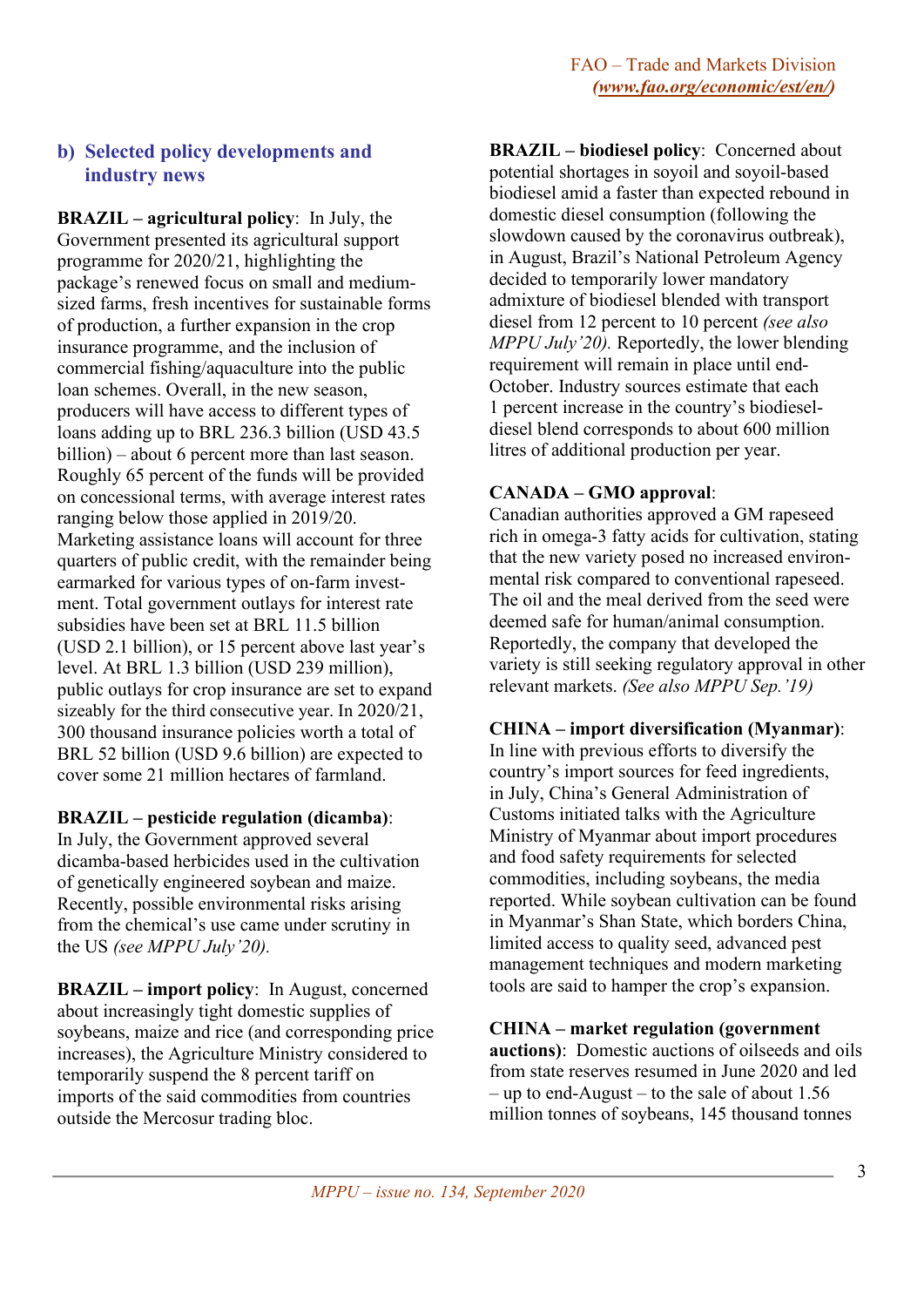## b) Selected policy developments and industry news

**BRAZIL – agricultural policy**: In July, the Government presented its agricultural support programme for 2020/21, highlighting the package's renewed focus on small and medium-sized farms, fresh incentives for sustainable forms of production, a further expansion in the crop insurance programme, and the inclusion of commercial fishing/aquaculture into the public loan schemes. Overall, in the new season, producers will have access to different types of loans adding up to BRL 236.3 billion (USD 43.5 billion) – about 6 percent more than last season. Roughly 65 percent of the funds will be provided on concessional terms, with average interest rates ranging below those applied in 2019/20. Marketing assistance loans will account for three quarters of public credit, with the remainder being earmarked for various types of on-farm investment. Total government outlays for interest rate subsidies have been set at BRL 11.5 billion (USD 2.1 billion), or 15 percent above last year's level. At BRL 1.3 billion (USD 239 million), public outlays for crop insurance are set to expand sizeably for the third consecutive year. In 2020/21, 300 thousand insurance policies worth a total of BRL 52 billion (USD 9.6 billion) are expected to cover some 21 million hectares of farmland.

**BRAZIL – pesticide regulation (dicamba)**: In July, the Government approved several dicamba-based herbicides used in the cultivation of genetically engineered soybean and maize. Recently, possible environmental risks arising from the chemical's use came under scrutiny in the US *(see MPPU July'20).*

**BRAZIL – import policy**: In August, concerned about increasingly tight domestic supplies of soybeans, maize and rice (and corresponding price increases), the Agriculture Ministry considered to temporarily suspend the 8 percent tariff on imports of the said commodities from countries outside the Mercosur trading bloc.

**BRAZIL – biodiesel policy**: Concerned about potential shortages in soyoil and soyoil-based biodiesel amid a faster than expected rebound in domestic diesel consumption (following the slowdown caused by the coronavirus outbreak), in August, Brazil's National Petroleum Agency decided to temporarily lower mandatory admixture of biodiesel blended with transport diesel from 12 percent to 10 percent *(see also MPPU July'20).* Reportedly, the lower blending requirement will remain in place until end-October. Industry sources estimate that each 1 percent increase in the country's biodiesel-diesel blend corresponds to about 600 million litres of additional production per year.

**CANADA – GMO approval**: Canadian authorities approved a GM rapeseed rich in omega-3 fatty acids for cultivation, stating that the new variety posed no increased environmental risk compared to conventional rapeseed. The oil and the meal derived from the seed were deemed safe for human/animal consumption. Reportedly, the company that developed the variety is still seeking regulatory approval in other relevant markets. *(See also MPPU Sep.'19)*

**CHINA – import diversification (Myanmar)**: In line with previous efforts to diversify the country's import sources for feed ingredients, in July, China's General Administration of Customs initiated talks with the Agriculture Ministry of Myanmar about import procedures and food safety requirements for selected commodities, including soybeans, the media reported. While soybean cultivation can be found in Myanmar's Shan State, which borders China, limited access to quality seed, advanced pest management techniques and modern marketing tools are said to hamper the crop's expansion.

**CHINA – market regulation (government auctions)**: Domestic auctions of oilseeds and oils from state reserves resumed in June 2020 and led – up to end-August – to the sale of about 1.56 million tonnes of soybeans, 145 thousand tonnes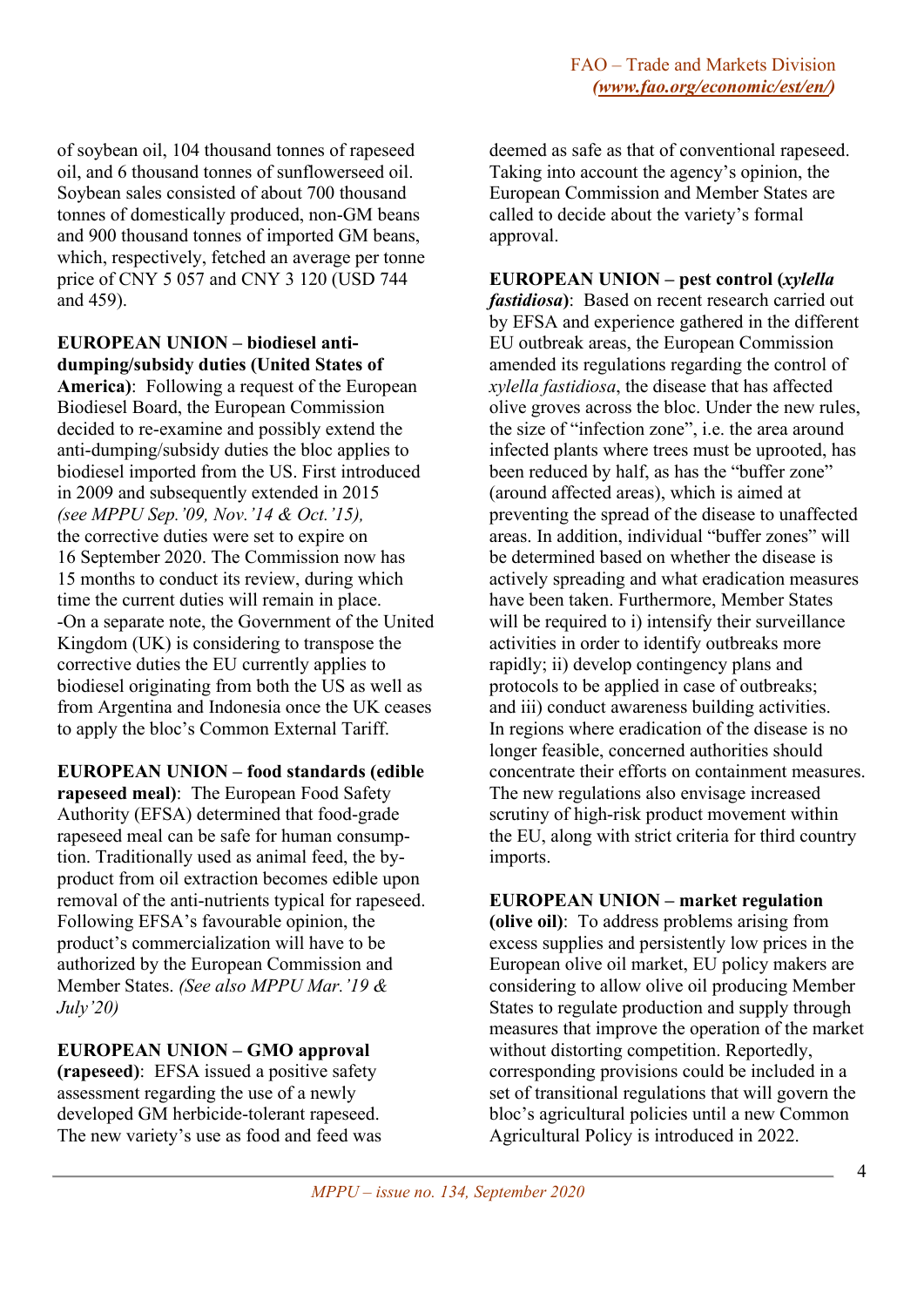of soybean oil, 104 thousand tonnes of rapeseed oil, and 6 thousand tonnes of sunflowerseed oil. Soybean sales consisted of about 700 thousand tonnes of domestically produced, non-GM beans and 900 thousand tonnes of imported GM beans, which, respectively, fetched an average per tonne price of CNY 5 057 and CNY 3 120 (USD 744 and 459).

**EUROPEAN UNION – biodiesel anti-dumping/subsidy duties (United States of America)**: Following a request of the European Biodiesel Board, the European Commission decided to re-examine and possibly extend the anti-dumping/subsidy duties the bloc applies to biodiesel imported from the US. First introduced in 2009 and subsequently extended in 2015 *(see MPPU Sep.'09, Nov.'14 & Oct.'15),* the corrective duties were set to expire on 16 September 2020. The Commission now has 15 months to conduct its review, during which time the current duties will remain in place. -On a separate note, the Government of the United Kingdom (UK) is considering to transpose the corrective duties the EU currently applies to biodiesel originating from both the US as well as from Argentina and Indonesia once the UK ceases to apply the bloc's Common External Tariff.

**EUROPEAN UNION – food standards (edible rapeseed meal)**: The European Food Safety Authority (EFSA) determined that food-grade rapeseed meal can be safe for human consumption. Traditionally used as animal feed, the by-product from oil extraction becomes edible upon removal of the anti-nutrients typical for rapeseed. Following EFSA's favourable opinion, the product's commercialization will have to be authorized by the European Commission and Member States. *(See also MPPU Mar.'19 & July'20)*

**EUROPEAN UNION – GMO approval (rapeseed)**: EFSA issued a positive safety assessment regarding the use of a newly developed GM herbicide-tolerant rapeseed. The new variety's use as food and feed was deemed as safe as that of conventional rapeseed. Taking into account the agency's opinion, the European Commission and Member States are called to decide about the variety's formal approval.

**EUROPEAN UNION – pest control (*xylella fastidiosa*)**: Based on recent research carried out by EFSA and experience gathered in the different EU outbreak areas, the European Commission amended its regulations regarding the control of *xylella fastidiosa*, the disease that has affected olive groves across the bloc. Under the new rules, the size of "infection zone", i.e. the area around infected plants where trees must be uprooted, has been reduced by half, as has the "buffer zone" (around affected areas), which is aimed at preventing the spread of the disease to unaffected areas. In addition, individual "buffer zones" will be determined based on whether the disease is actively spreading and what eradication measures have been taken. Furthermore, Member States will be required to i) intensify their surveillance activities in order to identify outbreaks more rapidly; ii) develop contingency plans and protocols to be applied in case of outbreaks; and iii) conduct awareness building activities. In regions where eradication of the disease is no longer feasible, concerned authorities should concentrate their efforts on containment measures. The new regulations also envisage increased scrutiny of high-risk product movement within the EU, along with strict criteria for third country imports.

**EUROPEAN UNION – market regulation (olive oil)**: To address problems arising from excess supplies and persistently low prices in the European olive oil market, EU policy makers are considering to allow olive oil producing Member States to regulate production and supply through measures that improve the operation of the market without distorting competition. Reportedly, corresponding provisions could be included in a set of transitional regulations that will govern the bloc's agricultural policies until a new Common Agricultural Policy is introduced in 2022.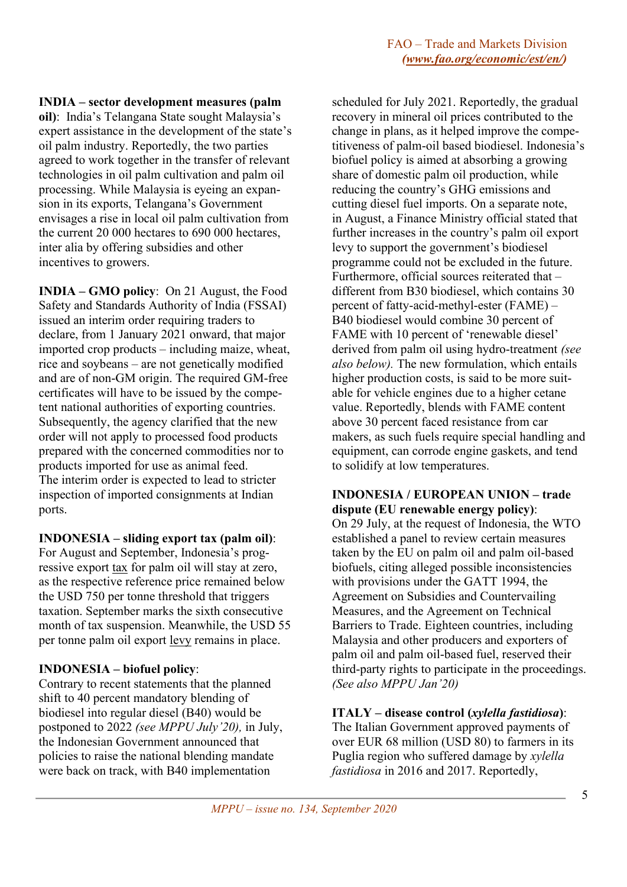**INDIA – sector development measures (palm oil)**: India's Telangana State sought Malaysia's expert assistance in the development of the state's oil palm industry. Reportedly, the two parties agreed to work together in the transfer of relevant technologies in oil palm cultivation and palm oil processing. While Malaysia is eyeing an expansion in its exports, Telangana's Government envisages a rise in local oil palm cultivation from the current 20 000 hectares to 690 000 hectares, inter alia by offering subsidies and other incentives to growers.

**INDIA – GMO policy**: On 21 August, the Food Safety and Standards Authority of India (FSSAI) issued an interim order requiring traders to declare, from 1 January 2021 onward, that major imported crop products – including maize, wheat, rice and soybeans – are not genetically modified and are of non-GM origin. The required GM-free certificates will have to be issued by the competent national authorities of exporting countries. Subsequently, the agency clarified that the new order will not apply to processed food products prepared with the concerned commodities nor to products imported for use as animal feed. The interim order is expected to lead to stricter inspection of imported consignments at Indian ports.

**INDONESIA – sliding export tax (palm oil)**: For August and September, Indonesia's progressive export tax for palm oil will stay at zero, as the respective reference price remained below the USD 750 per tonne threshold that triggers taxation. September marks the sixth consecutive month of tax suspension. Meanwhile, the USD 55 per tonne palm oil export levy remains in place.

**INDONESIA – biofuel policy**: Contrary to recent statements that the planned shift to 40 percent mandatory blending of biodiesel into regular diesel (B40) would be postponed to 2022 *(see MPPU July'20),* in July, the Indonesian Government announced that policies to raise the national blending mandate were back on track, with B40 implementation scheduled for July 2021. Reportedly, the gradual recovery in mineral oil prices contributed to the change in plans, as it helped improve the competitiveness of palm-oil based biodiesel. Indonesia's biofuel policy is aimed at absorbing a growing share of domestic palm oil production, while reducing the country's GHG emissions and cutting diesel fuel imports. On a separate note, in August, a Finance Ministry official stated that further increases in the country's palm oil export levy to support the government's biodiesel programme could not be excluded in the future. Furthermore, official sources reiterated that – different from B30 biodiesel, which contains 30 percent of fatty-acid-methyl-ester (FAME) – B40 biodiesel would combine 30 percent of FAME with 10 percent of 'renewable diesel' derived from palm oil using hydro-treatment *(see also below).* The new formulation, which entails higher production costs, is said to be more suitable for vehicle engines due to a higher cetane value. Reportedly, blends with FAME content above 30 percent faced resistance from car makers, as such fuels require special handling and equipment, can corrode engine gaskets, and tend to solidify at low temperatures.

**INDONESIA / EUROPEAN UNION – trade dispute (EU renewable energy policy)**: On 29 July, at the request of Indonesia, the WTO established a panel to review certain measures taken by the EU on palm oil and palm oil-based biofuels, citing alleged possible inconsistencies with provisions under the GATT 1994, the Agreement on Subsidies and Countervailing Measures, and the Agreement on Technical Barriers to Trade. Eighteen countries, including Malaysia and other producers and exporters of palm oil and palm oil-based fuel, reserved their third-party rights to participate in the proceedings. *(See also MPPU Jan'20)*

**ITALY – disease control (*xylella fastidiosa*)**: The Italian Government approved payments of over EUR 68 million (USD 80) to farmers in its Puglia region who suffered damage by *xylella fastidiosa* in 2016 and 2017. Reportedly,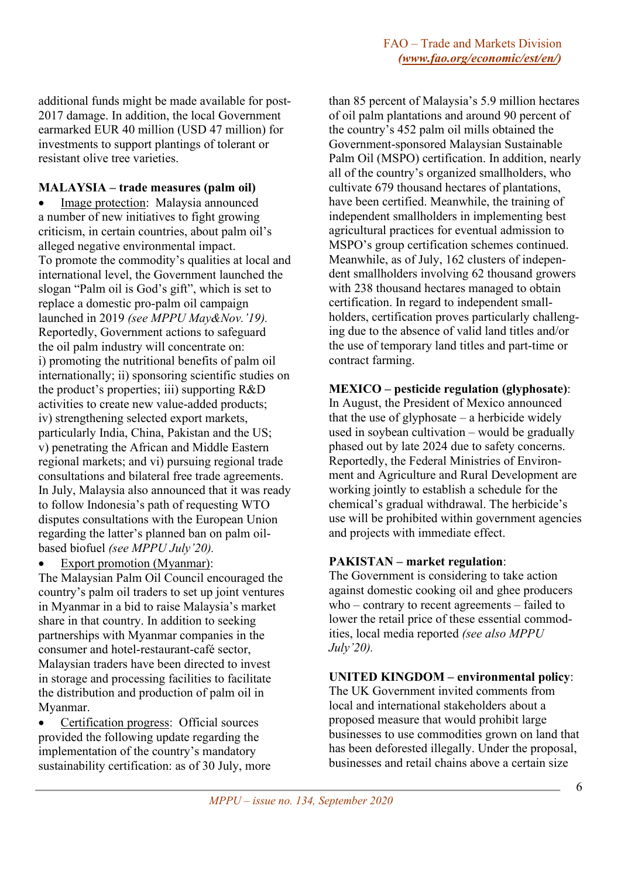additional funds might be made available for post-2017 damage. In addition, the local Government earmarked EUR 40 million (USD 47 million) for investments to support plantings of tolerant or resistant olive tree varieties.

**MALAYSIA – trade measures (palm oil)**

- Image protection: Malaysia announced a number of new initiatives to fight growing criticism, in certain countries, about palm oil's alleged negative environmental impact. To promote the commodity's qualities at local and international level, the Government launched the slogan "Palm oil is God's gift", which is set to replace a domestic pro-palm oil campaign launched in 2019 *(see MPPU May&Nov.'19).* Reportedly, Government actions to safeguard the oil palm industry will concentrate on: i) promoting the nutritional benefits of palm oil internationally; ii) sponsoring scientific studies on the product's properties; iii) supporting R&D activities to create new value-added products; iv) strengthening selected export markets, particularly India, China, Pakistan and the US; v) penetrating the African and Middle Eastern regional markets; and vi) pursuing regional trade consultations and bilateral free trade agreements. In July, Malaysia also announced that it was ready to follow Indonesia's path of requesting WTO disputes consultations with the European Union regarding the latter's planned ban on palm oil-based biofuel *(see MPPU July'20).*
- Export promotion (Myanmar): The Malaysian Palm Oil Council encouraged the country's palm oil traders to set up joint ventures in Myanmar in a bid to raise Malaysia's market share in that country. In addition to seeking partnerships with Myanmar companies in the consumer and hotel-restaurant-café sector, Malaysian traders have been directed to invest in storage and processing facilities to facilitate the distribution and production of palm oil in Myanmar.
- Certification progress: Official sources provided the following update regarding the implementation of the country's mandatory sustainability certification: as of 30 July, more than 85 percent of Malaysia's 5.9 million hectares of oil palm plantations and around 90 percent of the country's 452 palm oil mills obtained the Government-sponsored Malaysian Sustainable Palm Oil (MSPO) certification. In addition, nearly all of the country's organized smallholders, who cultivate 679 thousand hectares of plantations, have been certified. Meanwhile, the training of independent smallholders in implementing best agricultural practices for eventual admission to MSPO's group certification schemes continued. Meanwhile, as of July, 162 clusters of independent smallholders involving 62 thousand growers with 238 thousand hectares managed to obtain certification. In regard to independent smallholders, certification proves particularly challenging due to the absence of valid land titles and/or the use of temporary land titles and part-time or contract farming.

**MEXICO – pesticide regulation (glyphosate)**: In August, the President of Mexico announced that the use of glyphosate – a herbicide widely used in soybean cultivation – would be gradually phased out by late 2024 due to safety concerns. Reportedly, the Federal Ministries of Environment and Agriculture and Rural Development are working jointly to establish a schedule for the chemical's gradual withdrawal. The herbicide's use will be prohibited within government agencies and projects with immediate effect.

**PAKISTAN – market regulation**: The Government is considering to take action against domestic cooking oil and ghee producers who – contrary to recent agreements – failed to lower the retail price of these essential commodities, local media reported *(see also MPPU July'20).*

**UNITED KINGDOM – environmental policy**: The UK Government invited comments from local and international stakeholders about a proposed measure that would prohibit large businesses to use commodities grown on land that has been deforested illegally. Under the proposal, businesses and retail chains above a certain size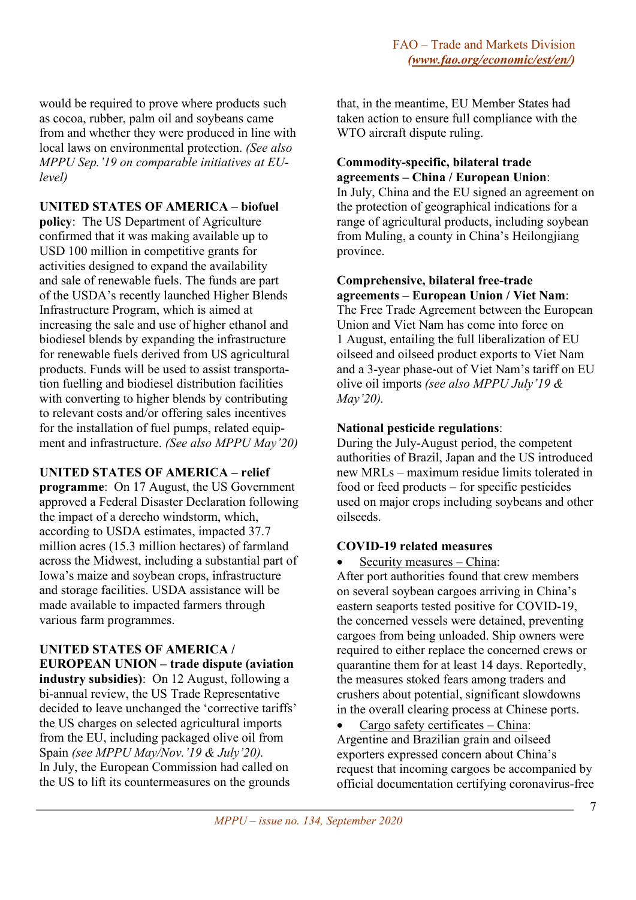would be required to prove where products such as cocoa, rubber, palm oil and soybeans came from and whether they were produced in line with local laws on environmental protection. *(See also MPPU Sep.'19 on comparable initiatives at EU-level)*

**UNITED STATES OF AMERICA – biofuel policy**: The US Department of Agriculture confirmed that it was making available up to USD 100 million in competitive grants for activities designed to expand the availability and sale of renewable fuels. The funds are part of the USDA's recently launched Higher Blends Infrastructure Program, which is aimed at increasing the sale and use of higher ethanol and biodiesel blends by expanding the infrastructure for renewable fuels derived from US agricultural products. Funds will be used to assist transportation fuelling and biodiesel distribution facilities with converting to higher blends by contributing to relevant costs and/or offering sales incentives for the installation of fuel pumps, related equipment and infrastructure. *(See also MPPU May'20)*

**UNITED STATES OF AMERICA – relief programme**: On 17 August, the US Government approved a Federal Disaster Declaration following the impact of a derecho windstorm, which, according to USDA estimates, impacted 37.7 million acres (15.3 million hectares) of farmland across the Midwest, including a substantial part of Iowa's maize and soybean crops, infrastructure and storage facilities. USDA assistance will be made available to impacted farmers through various farm programmes.

**UNITED STATES OF AMERICA / EUROPEAN UNION – trade dispute (aviation industry subsidies)**: On 12 August, following a bi-annual review, the US Trade Representative decided to leave unchanged the 'corrective tariffs' the US charges on selected agricultural imports from the EU, including packaged olive oil from Spain *(see MPPU May/Nov.'19 & July'20)*. In July, the European Commission had called on the US to lift its countermeasures on the grounds that, in the meantime, EU Member States had taken action to ensure full compliance with the WTO aircraft dispute ruling.

**Commodity-specific, bilateral trade agreements – China / European Union**: In July, China and the EU signed an agreement on the protection of geographical indications for a range of agricultural products, including soybean from Muling, a county in China's Heilongjiang province.

**Comprehensive, bilateral free-trade agreements – European Union / Viet Nam**: The Free Trade Agreement between the European Union and Viet Nam has come into force on 1 August, entailing the full liberalization of EU oilseed and oilseed product exports to Viet Nam and a 3-year phase-out of Viet Nam's tariff on EU olive oil imports *(see also MPPU July'19 & May'20)*.

**National pesticide regulations**: During the July-August period, the competent authorities of Brazil, Japan and the US introduced new MRLs – maximum residue limits tolerated in food or feed products – for specific pesticides used on major crops including soybeans and other oilseeds.

**COVID-19 related measures**

- Security measures – China: After port authorities found that crew members on several soybean cargoes arriving in China's eastern seaports tested positive for COVID-19, the concerned vessels were detained, preventing cargoes from being unloaded. Ship owners were required to either replace the concerned crews or quarantine them for at least 14 days. Reportedly, the measures stoked fears among traders and crushers about potential, significant slowdowns in the overall clearing process at Chinese ports.
- Cargo safety certificates – China: Argentine and Brazilian grain and oilseed exporters expressed concern about China's request that incoming cargoes be accompanied by official documentation certifying coronavirus-free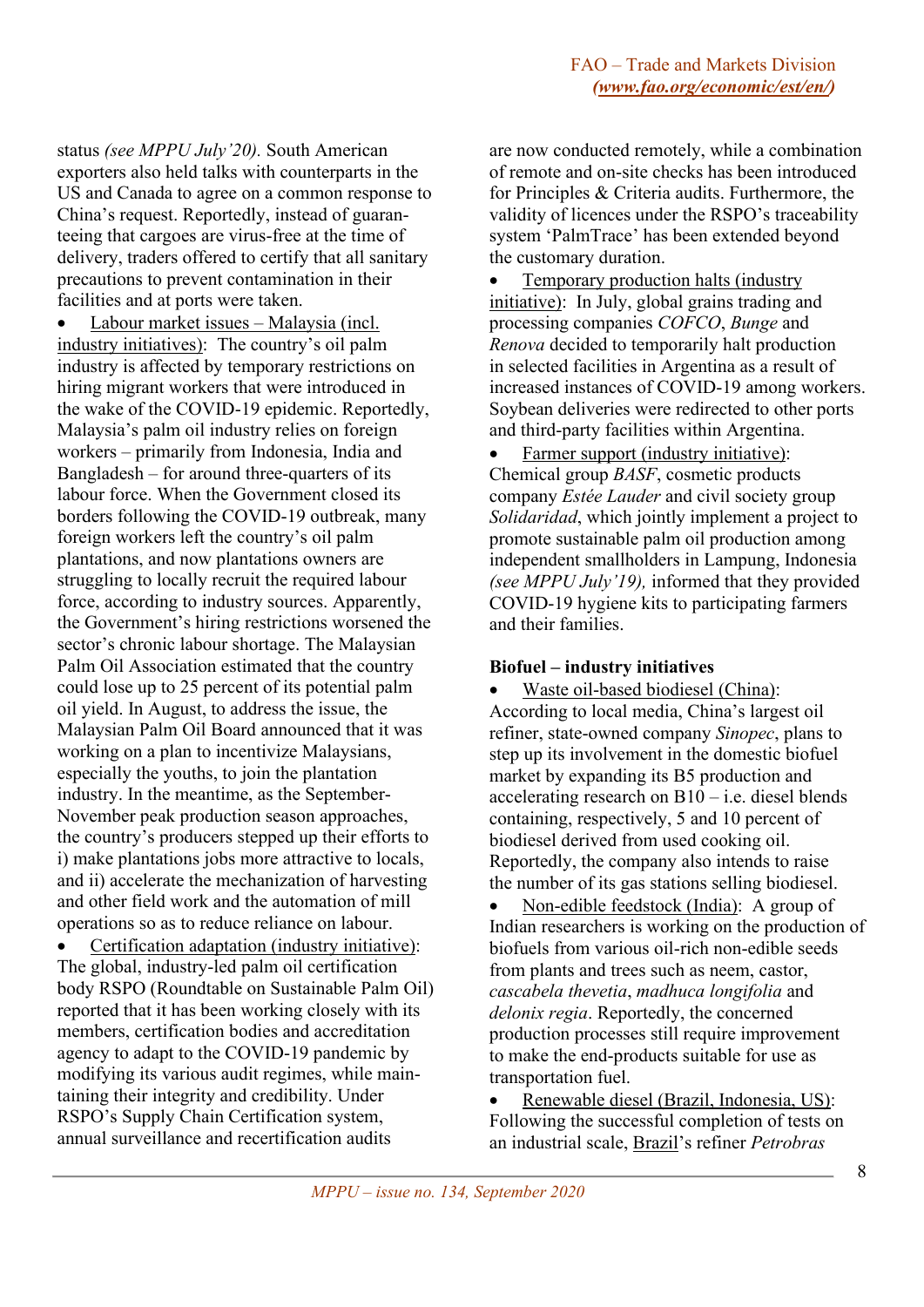status *(see MPPU July'20).* South American exporters also held talks with counterparts in the US and Canada to agree on a common response to China's request. Reportedly, instead of guaranteeing that cargoes are virus-free at the time of delivery, traders offered to certify that all sanitary precautions to prevent contamination in their facilities and at ports were taken.

- Labour market issues – Malaysia (incl. industry initiatives): The country's oil palm industry is affected by temporary restrictions on hiring migrant workers that were introduced in the wake of the COVID-19 epidemic. Reportedly, Malaysia's palm oil industry relies on foreign workers – primarily from Indonesia, India and Bangladesh – for around three-quarters of its labour force. When the Government closed its borders following the COVID-19 outbreak, many foreign workers left the country's oil palm plantations, and now plantations owners are struggling to locally recruit the required labour force, according to industry sources. Apparently, the Government's hiring restrictions worsened the sector's chronic labour shortage. The Malaysian Palm Oil Association estimated that the country could lose up to 25 percent of its potential palm oil yield. In August, to address the issue, the Malaysian Palm Oil Board announced that it was working on a plan to incentivize Malaysians, especially the youths, to join the plantation industry. In the meantime, as the September-November peak production season approaches, the country's producers stepped up their efforts to i) make plantations jobs more attractive to locals, and ii) accelerate the mechanization of harvesting and other field work and the automation of mill operations so as to reduce reliance on labour.
- Certification adaptation (industry initiative): The global, industry-led palm oil certification body RSPO (Roundtable on Sustainable Palm Oil) reported that it has been working closely with its members, certification bodies and accreditation agency to adapt to the COVID-19 pandemic by modifying its various audit regimes, while maintaining their integrity and credibility. Under RSPO's Supply Chain Certification system, annual surveillance and recertification audits are now conducted remotely, while a combination of remote and on-site checks has been introduced for Principles & Criteria audits. Furthermore, the validity of licences under the RSPO's traceability system 'PalmTrace' has been extended beyond the customary duration.
- Temporary production halts (industry initiative): In July, global grains trading and processing companies *COFCO*, *Bunge* and *Renova* decided to temporarily halt production in selected facilities in Argentina as a result of increased instances of COVID-19 among workers. Soybean deliveries were redirected to other ports and third-party facilities within Argentina.
- Farmer support (industry initiative): Chemical group *BASF*, cosmetic products company *Estée Lauder* and civil society group *Solidaridad*, which jointly implement a project to promote sustainable palm oil production among independent smallholders in Lampung, Indonesia *(see MPPU July'19),* informed that they provided COVID-19 hygiene kits to participating farmers and their families.

**Biofuel – industry initiatives**

- Waste oil-based biodiesel (China): According to local media, China's largest oil refiner, state-owned company *Sinopec*, plans to step up its involvement in the domestic biofuel market by expanding its B5 production and accelerating research on B10 – i.e. diesel blends containing, respectively, 5 and 10 percent of biodiesel derived from used cooking oil. Reportedly, the company also intends to raise the number of its gas stations selling biodiesel.
- Non-edible feedstock (India): A group of Indian researchers is working on the production of biofuels from various oil-rich non-edible seeds from plants and trees such as neem, castor, *cascabela thevetia*, *madhuca longifolia* and *delonix regia*. Reportedly, the concerned production processes still require improvement to make the end-products suitable for use as transportation fuel.
- Renewable diesel (Brazil, Indonesia, US): Following the successful completion of tests on an industrial scale, Brazil's refiner *Petrobras*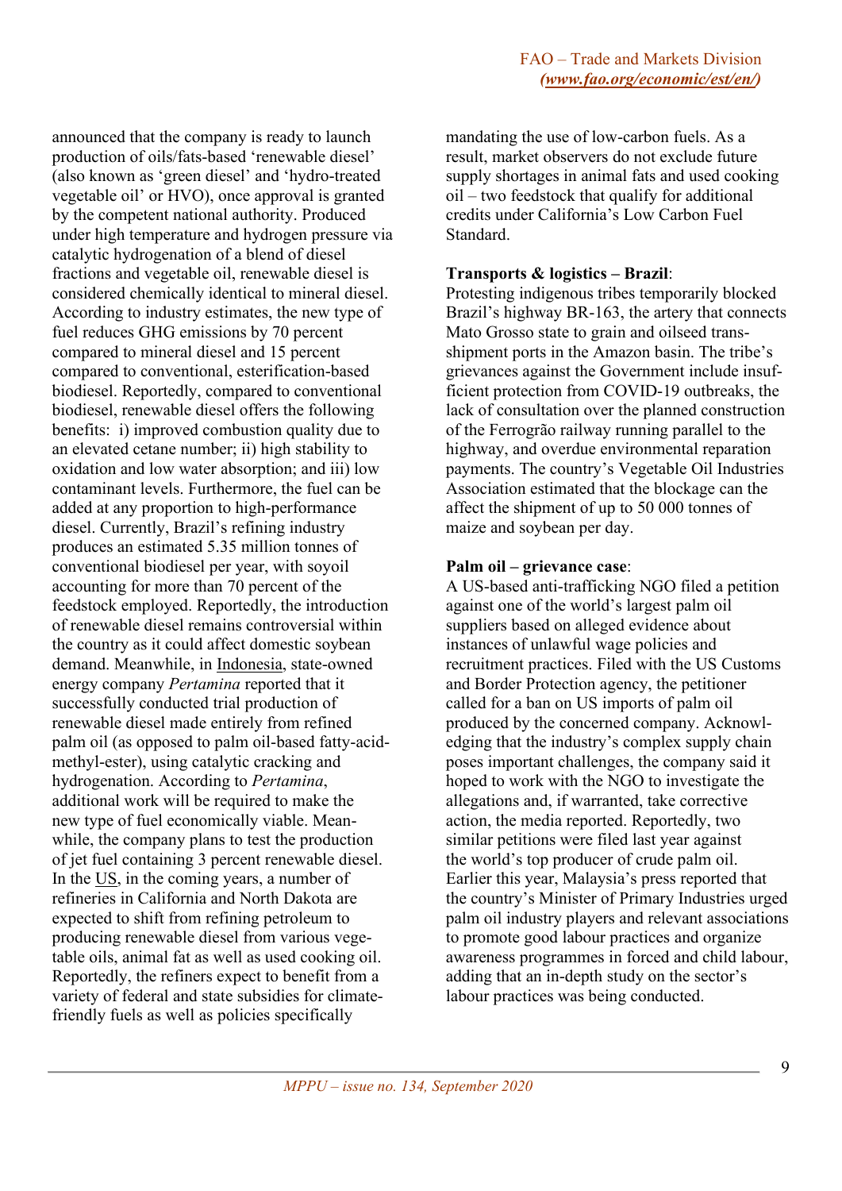announced that the company is ready to launch production of oils/fats-based 'renewable diesel' (also known as 'green diesel' and 'hydro-treated vegetable oil' or HVO), once approval is granted by the competent national authority. Produced under high temperature and hydrogen pressure via catalytic hydrogenation of a blend of diesel fractions and vegetable oil, renewable diesel is considered chemically identical to mineral diesel. According to industry estimates, the new type of fuel reduces GHG emissions by 70 percent compared to mineral diesel and 15 percent compared to conventional, esterification-based biodiesel. Reportedly, compared to conventional biodiesel, renewable diesel offers the following benefits: i) improved combustion quality due to an elevated cetane number; ii) high stability to oxidation and low water absorption; and iii) low contaminant levels. Furthermore, the fuel can be added at any proportion to high-performance diesel. Currently, Brazil's refining industry produces an estimated 5.35 million tonnes of conventional biodiesel per year, with soyoil accounting for more than 70 percent of the feedstock employed. Reportedly, the introduction of renewable diesel remains controversial within the country as it could affect domestic soybean demand. Meanwhile, in Indonesia, state-owned energy company *Pertamina* reported that it successfully conducted trial production of renewable diesel made entirely from refined palm oil (as opposed to palm oil-based fatty-acid-methyl-ester), using catalytic cracking and hydrogenation. According to *Pertamina*, additional work will be required to make the new type of fuel economically viable. Meanwhile, the company plans to test the production of jet fuel containing 3 percent renewable diesel. In the US, in the coming years, a number of refineries in California and North Dakota are expected to shift from refining petroleum to producing renewable diesel from various vegetable oils, animal fat as well as used cooking oil. Reportedly, the refiners expect to benefit from a variety of federal and state subsidies for climate-friendly fuels as well as policies specifically mandating the use of low-carbon fuels. As a result, market observers do not exclude future supply shortages in animal fats and used cooking oil – two feedstock that qualify for additional credits under California's Low Carbon Fuel Standard.

**Transports & logistics – Brazil**:
Protesting indigenous tribes temporarily blocked Brazil's highway BR-163, the artery that connects Mato Grosso state to grain and oilseed trans-shipment ports in the Amazon basin. The tribe's grievances against the Government include insufficient protection from COVID-19 outbreaks, the lack of consultation over the planned construction of the Ferrogrão railway running parallel to the highway, and overdue environmental reparation payments. The country's Vegetable Oil Industries Association estimated that the blockage can the affect the shipment of up to 50 000 tonnes of maize and soybean per day.

**Palm oil – grievance case**:
A US-based anti-trafficking NGO filed a petition against one of the world's largest palm oil suppliers based on alleged evidence about instances of unlawful wage policies and recruitment practices. Filed with the US Customs and Border Protection agency, the petitioner called for a ban on US imports of palm oil produced by the concerned company. Acknowledging that the industry's complex supply chain poses important challenges, the company said it hoped to work with the NGO to investigate the allegations and, if warranted, take corrective action, the media reported. Reportedly, two similar petitions were filed last year against the world's top producer of crude palm oil. Earlier this year, Malaysia's press reported that the country's Minister of Primary Industries urged palm oil industry players and relevant associations to promote good labour practices and organize awareness programmes in forced and child labour, adding that an in-depth study on the sector's labour practices was being conducted.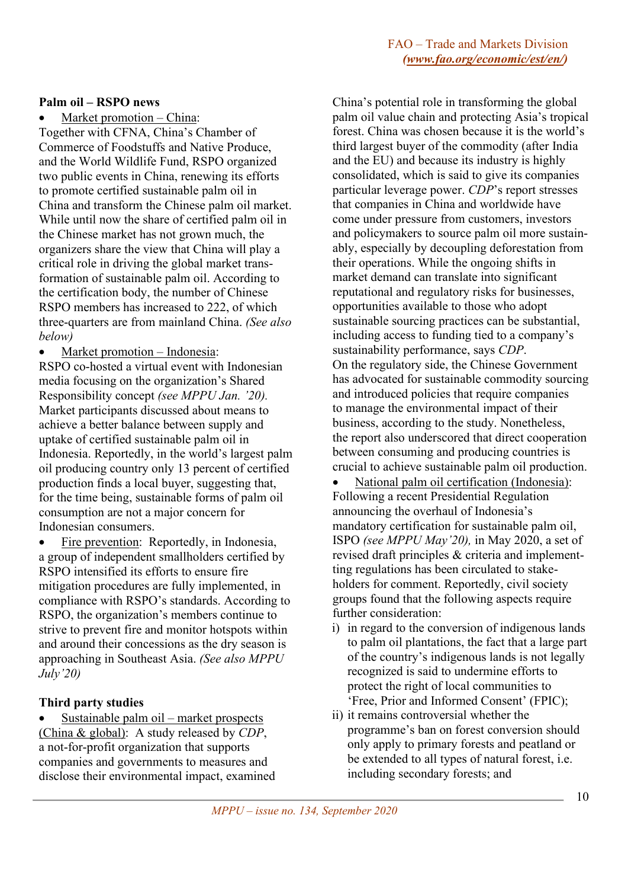**Palm oil – RSPO news**

- Market promotion – China: Together with CFNA, China's Chamber of Commerce of Foodstuffs and Native Produce, and the World Wildlife Fund, RSPO organized two public events in China, renewing its efforts to promote certified sustainable palm oil in China and transform the Chinese palm oil market. While until now the share of certified palm oil in the Chinese market has not grown much, the organizers share the view that China will play a critical role in driving the global market transformation of sustainable palm oil. According to the certification body, the number of Chinese RSPO members has increased to 222, of which three-quarters are from mainland China. *(See also below)*
- Market promotion – Indonesia: RSPO co-hosted a virtual event with Indonesian media focusing on the organization's Shared Responsibility concept *(see MPPU Jan. '20).* Market participants discussed about means to achieve a better balance between supply and uptake of certified sustainable palm oil in Indonesia. Reportedly, in the world's largest palm oil producing country only 13 percent of certified production finds a local buyer, suggesting that, for the time being, sustainable forms of palm oil consumption are not a major concern for Indonesian consumers.
- Fire prevention: Reportedly, in Indonesia, a group of independent smallholders certified by RSPO intensified its efforts to ensure fire mitigation procedures are fully implemented, in compliance with RSPO's standards. According to RSPO, the organization's members continue to strive to prevent fire and monitor hotspots within and around their concessions as the dry season is approaching in Southeast Asia. *(See also MPPU July'20)*

**Third party studies**

- Sustainable palm oil – market prospects (China & global): A study released by *CDP*, a not-for-profit organization that supports companies and governments to measures and disclose their environmental impact, examined China's potential role in transforming the global palm oil value chain and protecting Asia's tropical forest. China was chosen because it is the world's third largest buyer of the commodity (after India and the EU) and because its industry is highly consolidated, which is said to give its companies particular leverage power. *CDP*'s report stresses that companies in China and worldwide have come under pressure from customers, investors and policymakers to source palm oil more sustainably, especially by decoupling deforestation from their operations. While the ongoing shifts in market demand can translate into significant reputational and regulatory risks for businesses, opportunities available to those who adopt sustainable sourcing practices can be substantial, including access to funding tied to a company's sustainability performance, says *CDP*.
  On the regulatory side, the Chinese Government has advocated for sustainable commodity sourcing and introduced policies that require companies to manage the environmental impact of their business, according to the study. Nonetheless, the report also underscored that direct cooperation between consuming and producing countries is crucial to achieve sustainable palm oil production.
- National palm oil certification (Indonesia): Following a recent Presidential Regulation announcing the overhaul of Indonesia's mandatory certification for sustainable palm oil, ISPO *(see MPPU May'20),* in May 2020, a set of revised draft principles & criteria and implementting regulations has been circulated to stakeholders for comment. Reportedly, civil society groups found that the following aspects require further consideration:
  - i) in regard to the conversion of indigenous lands to palm oil plantations, the fact that a large part of the country's indigenous lands is not legally recognized is said to undermine efforts to protect the right of local communities to 'Free, Prior and Informed Consent' (FPIC);
  - ii) it remains controversial whether the programme's ban on forest conversion should only apply to primary forests and peatland or be extended to all types of natural forest, i.e. including secondary forests; and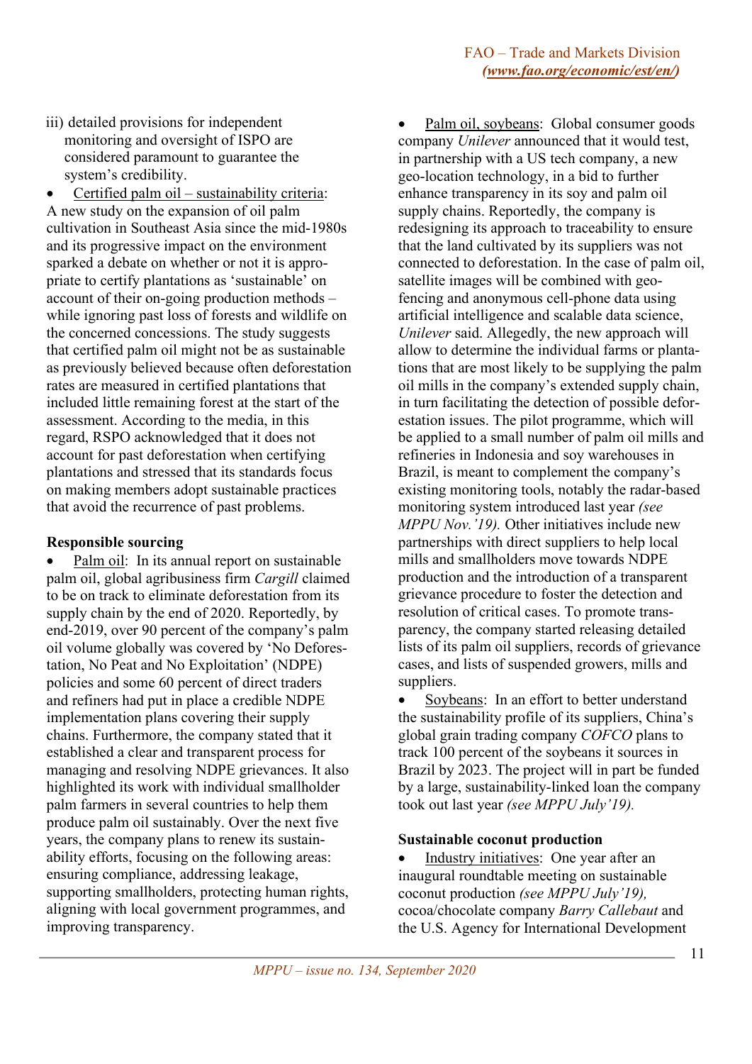iii) detailed provisions for independent monitoring and oversight of ISPO are considered paramount to guarantee the system's credibility.

- Certified palm oil – sustainability criteria: A new study on the expansion of oil palm cultivation in Southeast Asia since the mid-1980s and its progressive impact on the environment sparked a debate on whether or not it is appropriate to certify plantations as 'sustainable' on account of their on-going production methods – while ignoring past loss of forests and wildlife on the concerned concessions. The study suggests that certified palm oil might not be as sustainable as previously believed because often deforestation rates are measured in certified plantations that included little remaining forest at the start of the assessment. According to the media, in this regard, RSPO acknowledged that it does not account for past deforestation when certifying plantations and stressed that its standards focus on making members adopt sustainable practices that avoid the recurrence of past problems.

**Responsible sourcing**

- Palm oil: In its annual report on sustainable palm oil, global agribusiness firm *Cargill* claimed to be on track to eliminate deforestation from its supply chain by the end of 2020. Reportedly, by end-2019, over 90 percent of the company's palm oil volume globally was covered by 'No Deforestation, No Peat and No Exploitation' (NDPE) policies and some 60 percent of direct traders and refiners had put in place a credible NDPE implementation plans covering their supply chains. Furthermore, the company stated that it established a clear and transparent process for managing and resolving NDPE grievances. It also highlighted its work with individual smallholder palm farmers in several countries to help them produce palm oil sustainably. Over the next five years, the company plans to renew its sustainability efforts, focusing on the following areas: ensuring compliance, addressing leakage, supporting smallholders, protecting human rights, aligning with local government programmes, and improving transparency.

- Palm oil, soybeans: Global consumer goods company *Unilever* announced that it would test, in partnership with a US tech company, a new geo-location technology, in a bid to further enhance transparency in its soy and palm oil supply chains. Reportedly, the company is redesigning its approach to traceability to ensure that the land cultivated by its suppliers was not connected to deforestation. In the case of palm oil, satellite images will be combined with geo-fencing and anonymous cell-phone data using artificial intelligence and scalable data science, *Unilever* said. Allegedly, the new approach will allow to determine the individual farms or plantations that are most likely to be supplying the palm oil mills in the company's extended supply chain, in turn facilitating the detection of possible deforestation issues. The pilot programme, which will be applied to a small number of palm oil mills and refineries in Indonesia and soy warehouses in Brazil, is meant to complement the company's existing monitoring tools, notably the radar-based monitoring system introduced last year *(see MPPU Nov.'19).* Other initiatives include new partnerships with direct suppliers to help local mills and smallholders move towards NDPE production and the introduction of a transparent grievance procedure to foster the detection and resolution of critical cases. To promote transparency, the company started releasing detailed lists of its palm oil suppliers, records of grievance cases, and lists of suspended growers, mills and suppliers.

- Soybeans: In an effort to better understand the sustainability profile of its suppliers, China's global grain trading company *COFCO* plans to track 100 percent of the soybeans it sources in Brazil by 2023. The project will in part be funded by a large, sustainability-linked loan the company took out last year *(see MPPU July'19).*

**Sustainable coconut production**

- Industry initiatives: One year after an inaugural roundtable meeting on sustainable coconut production *(see MPPU July'19),* cocoa/chocolate company *Barry Callebaut* and the U.S. Agency for International Development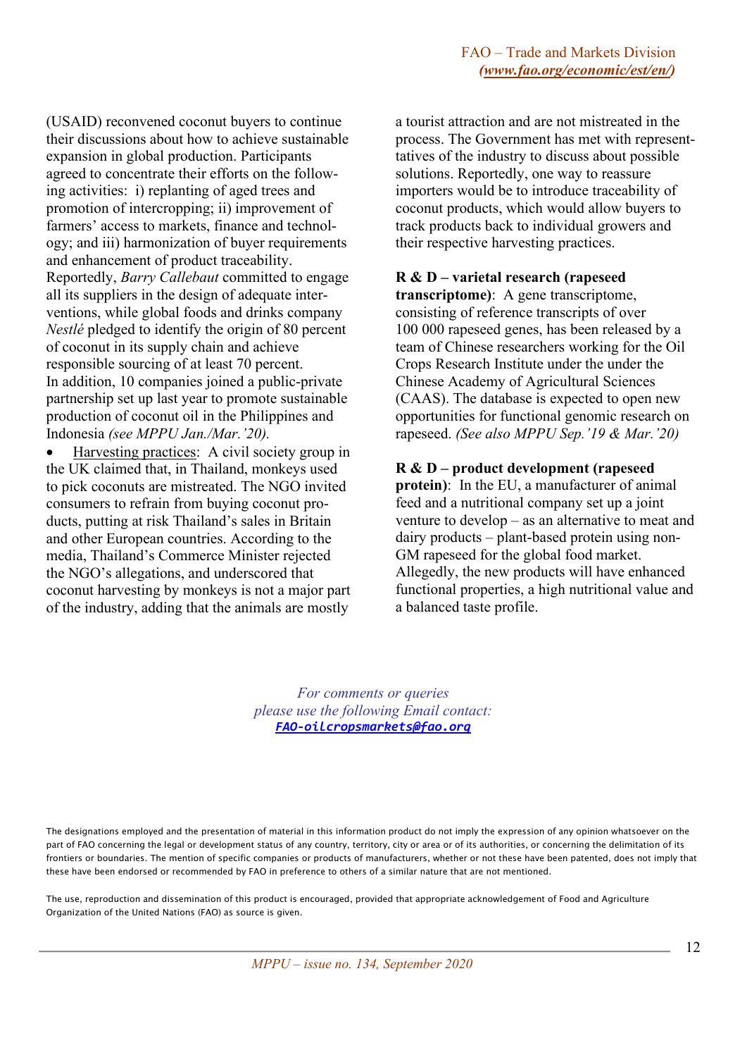(USAID) reconvened coconut buyers to continue their discussions about how to achieve sustainable expansion in global production. Participants agreed to concentrate their efforts on the following activities: i) replanting of aged trees and promotion of intercropping; ii) improvement of farmers' access to markets, finance and technology; and iii) harmonization of buyer requirements and enhancement of product traceability. Reportedly, *Barry Callebaut* committed to engage all its suppliers in the design of adequate interventions, while global foods and drinks company *Nestlé* pledged to identify the origin of 80 percent of coconut in its supply chain and achieve responsible sourcing of at least 70 percent. In addition, 10 companies joined a public-private partnership set up last year to promote sustainable production of coconut oil in the Philippines and Indonesia *(see MPPU Jan./Mar.'20).*

- Harvesting practices: A civil society group in the UK claimed that, in Thailand, monkeys used to pick coconuts are mistreated. The NGO invited consumers to refrain from buying coconut products, putting at risk Thailand's sales in Britain and other European countries. According to the media, Thailand's Commerce Minister rejected the NGO's allegations, and underscored that coconut harvesting by monkeys is not a major part of the industry, adding that the animals are mostly a tourist attraction and are not mistreated in the process. The Government has met with representatives of the industry to discuss about possible solutions. Reportedly, one way to reassure importers would be to introduce traceability of coconut products, which would allow buyers to track products back to individual growers and their respective harvesting practices.

**R & D – varietal research (rapeseed transcriptome)**: A gene transcriptome, consisting of reference transcripts of over 100 000 rapeseed genes, has been released by a team of Chinese researchers working for the Oil Crops Research Institute under the under the Chinese Academy of Agricultural Sciences (CAAS). The database is expected to open new opportunities for functional genomic research on rapeseed. *(See also MPPU Sep.'19 & Mar.'20)*

**R & D – product development (rapeseed protein)**: In the EU, a manufacturer of animal feed and a nutritional company set up a joint venture to develop – as an alternative to meat and dairy products – plant-based protein using non-GM rapeseed for the global food market. Allegedly, the new products will have enhanced functional properties, a high nutritional value and a balanced taste profile.

*For comments or queries*
*please use the following Email contact:*
***FAO-oilcropsmarkets@fao.org***

The designations employed and the presentation of material in this information product do not imply the expression of any opinion whatsoever on the part of FAO concerning the legal or development status of any country, territory, city or area or of its authorities, or concerning the delimitation of its frontiers or boundaries. The mention of specific companies or products of manufacturers, whether or not these have been patented, does not imply that these have been endorsed or recommended by FAO in preference to others of a similar nature that are not mentioned.

The use, reproduction and dissemination of this product is encouraged, provided that appropriate acknowledgement of Food and Agriculture Organization of the United Nations (FAO) as source is given.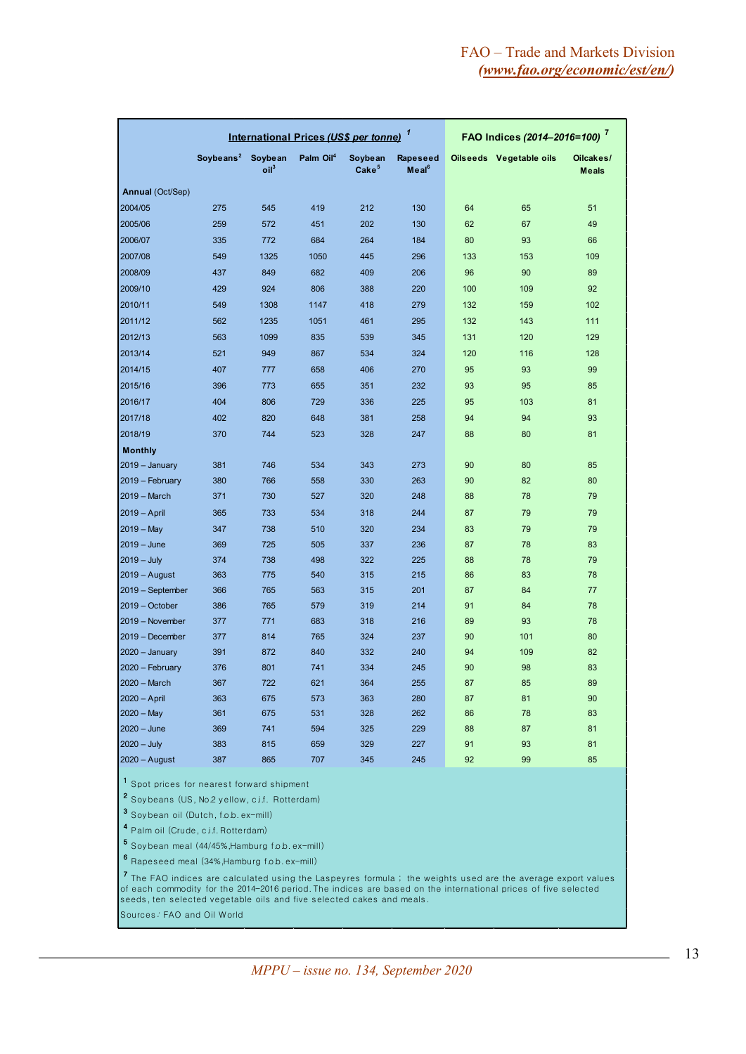| | International Prices (US$ per tonne) [1] | | | | | FAO Indices (2014–2016=100) [7] | | |
|---|---|---|---|---|---|---|---|---|
| | Soybeans[2] | Soybean oil[3] | Palm Oil[4] | Soybean Cake[5] | Rapeseed Meal[6] | Oilseeds | Vegetable oils | Oilcakes/ Meals |
| **Annual** (Oct/Sep) | | | | | | | | |
| 2004/05 | 275 | 545 | 419 | 212 | 130 | 64 | 65 | 51 |
| 2005/06 | 259 | 572 | 451 | 202 | 130 | 62 | 67 | 49 |
| 2006/07 | 335 | 772 | 684 | 264 | 184 | 80 | 93 | 66 |
| 2007/08 | 549 | 1325 | 1050 | 445 | 296 | 133 | 153 | 109 |
| 2008/09 | 437 | 849 | 682 | 409 | 206 | 96 | 90 | 89 |
| 2009/10 | 429 | 924 | 806 | 388 | 220 | 100 | 109 | 92 |
| 2010/11 | 549 | 1308 | 1147 | 418 | 279 | 132 | 159 | 102 |
| 2011/12 | 562 | 1235 | 1051 | 461 | 295 | 132 | 143 | 111 |
| 2012/13 | 563 | 1099 | 835 | 539 | 345 | 131 | 120 | 129 |
| 2013/14 | 521 | 949 | 867 | 534 | 324 | 120 | 116 | 128 |
| 2014/15 | 407 | 777 | 658 | 406 | 270 | 95 | 93 | 99 |
| 2015/16 | 396 | 773 | 655 | 351 | 232 | 93 | 95 | 85 |
| 2016/17 | 404 | 806 | 729 | 336 | 225 | 95 | 103 | 81 |
| 2017/18 | 402 | 820 | 648 | 381 | 258 | 94 | 94 | 93 |
| 2018/19 | 370 | 744 | 523 | 328 | 247 | 88 | 80 | 81 |
| **Monthly** | | | | | | | | |
| 2019 – January | 381 | 746 | 534 | 343 | 273 | 90 | 80 | 85 |
| 2019 – February | 380 | 766 | 558 | 330 | 263 | 90 | 82 | 80 |
| 2019 – March | 371 | 730 | 527 | 320 | 248 | 88 | 78 | 79 |
| 2019 – April | 365 | 733 | 534 | 318 | 244 | 87 | 79 | 79 |
| 2019 – May | 347 | 738 | 510 | 320 | 234 | 83 | 79 | 79 |
| 2019 – June | 369 | 725 | 505 | 337 | 236 | 87 | 78 | 83 |
| 2019 – July | 374 | 738 | 498 | 322 | 225 | 88 | 78 | 79 |
| 2019 – August | 363 | 775 | 540 | 315 | 215 | 86 | 83 | 78 |
| 2019 – September | 366 | 765 | 563 | 315 | 201 | 87 | 84 | 77 |
| 2019 – October | 386 | 765 | 579 | 319 | 214 | 91 | 84 | 78 |
| 2019 – November | 377 | 771 | 683 | 318 | 216 | 89 | 93 | 78 |
| 2019 – December | 377 | 814 | 765 | 324 | 237 | 90 | 101 | 80 |
| 2020 – January | 391 | 872 | 840 | 332 | 240 | 94 | 109 | 82 |
| 2020 – February | 376 | 801 | 741 | 334 | 245 | 90 | 98 | 83 |
| 2020 – March | 367 | 722 | 621 | 364 | 255 | 87 | 85 | 89 |
| 2020 – April | 363 | 675 | 573 | 363 | 280 | 87 | 81 | 90 |
| 2020 – May | 361 | 675 | 531 | 328 | 262 | 86 | 78 | 83 |
| 2020 – June | 369 | 741 | 594 | 325 | 229 | 88 | 87 | 81 |
| 2020 – July | 383 | 815 | 659 | 329 | 227 | 91 | 93 | 81 |
| 2020 – August | 387 | 865 | 707 | 345 | 245 | 92 | 99 | 85 |

[1] Spot prices for nearest forward shipment

[2] Soybeans (US, No.2 yellow, c.i.f. Rotterdam)

[3] Soybean oil (Dutch, f.o.b. ex-mill)

[4] Palm oil (Crude, c.i.f. Rotterdam)

[5] Soybean meal (44/45%,Hamburg f.o.b. ex-mill)

[6] Rapeseed meal (34%,Hamburg f.o.b. ex-mill)

[7] The FAO indices are calculated using the Laspeyres formula ; the weights used are the average export values of each commodity for the 2014-2016 period. The indices are based on the international prices of five selected seeds, ten selected vegetable oils and five selected cakes and meals.

Sources : FAO and Oil World